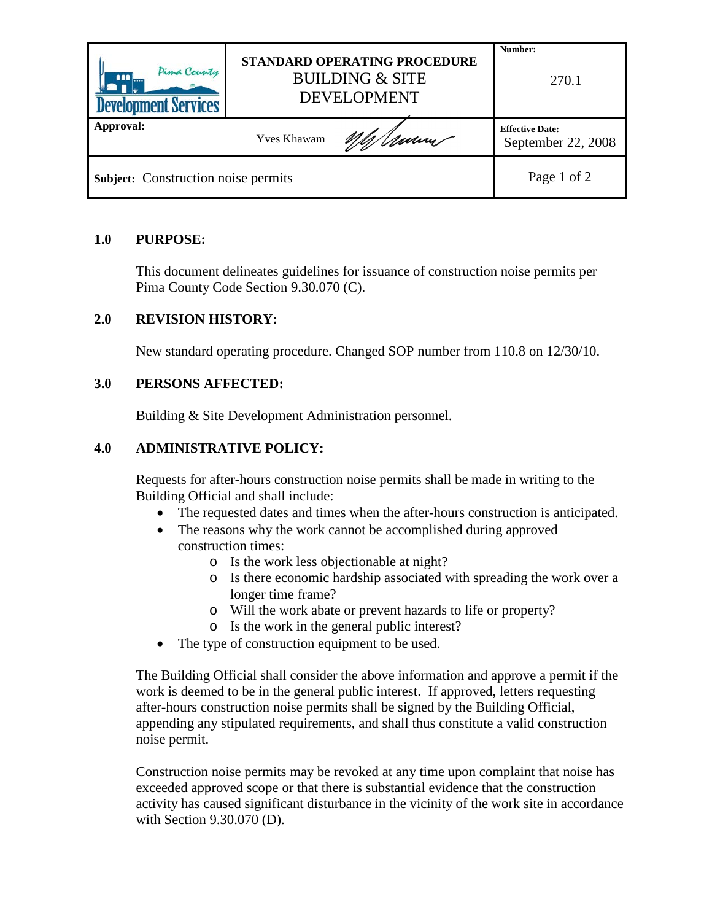| Pima County Development Services | STANDARD OPERATING PROCEDURE BUILDING & SITE DEVELOPMENT | Number: 270.1 |
|---|---|---|
| **Approval:** | Yves Khawam | **Effective Date:** September 22, 2008 |
| **Subject:** Construction noise permits | | |

## 1.0 PURPOSE:

This document delineates guidelines for issuance of construction noise permits per Pima County Code Section 9.30.070 (C).

## 2.0 REVISION HISTORY:

New standard operating procedure. Changed SOP number from 110.8 on 12/30/10.

## 3.0 PERSONS AFFECTED:

Building & Site Development Administration personnel.

## 4.0 ADMINISTRATIVE POLICY:

Requests for after-hours construction noise permits shall be made in writing to the Building Official and shall include:

- The requested dates and times when the after-hours construction is anticipated.
- The reasons why the work cannot be accomplished during approved construction times:
  - Is the work less objectionable at night?
  - Is there economic hardship associated with spreading the work over a longer time frame?
  - Will the work abate or prevent hazards to life or property?
  - Is the work in the general public interest?
- The type of construction equipment to be used.

The Building Official shall consider the above information and approve a permit if the work is deemed to be in the general public interest. If approved, letters requesting after-hours construction noise permits shall be signed by the Building Official, appending any stipulated requirements, and shall thus constitute a valid construction noise permit.

Construction noise permits may be revoked at any time upon complaint that noise has exceeded approved scope or that there is substantial evidence that the construction activity has caused significant disturbance in the vicinity of the work site in accordance with Section 9.30.070 (D).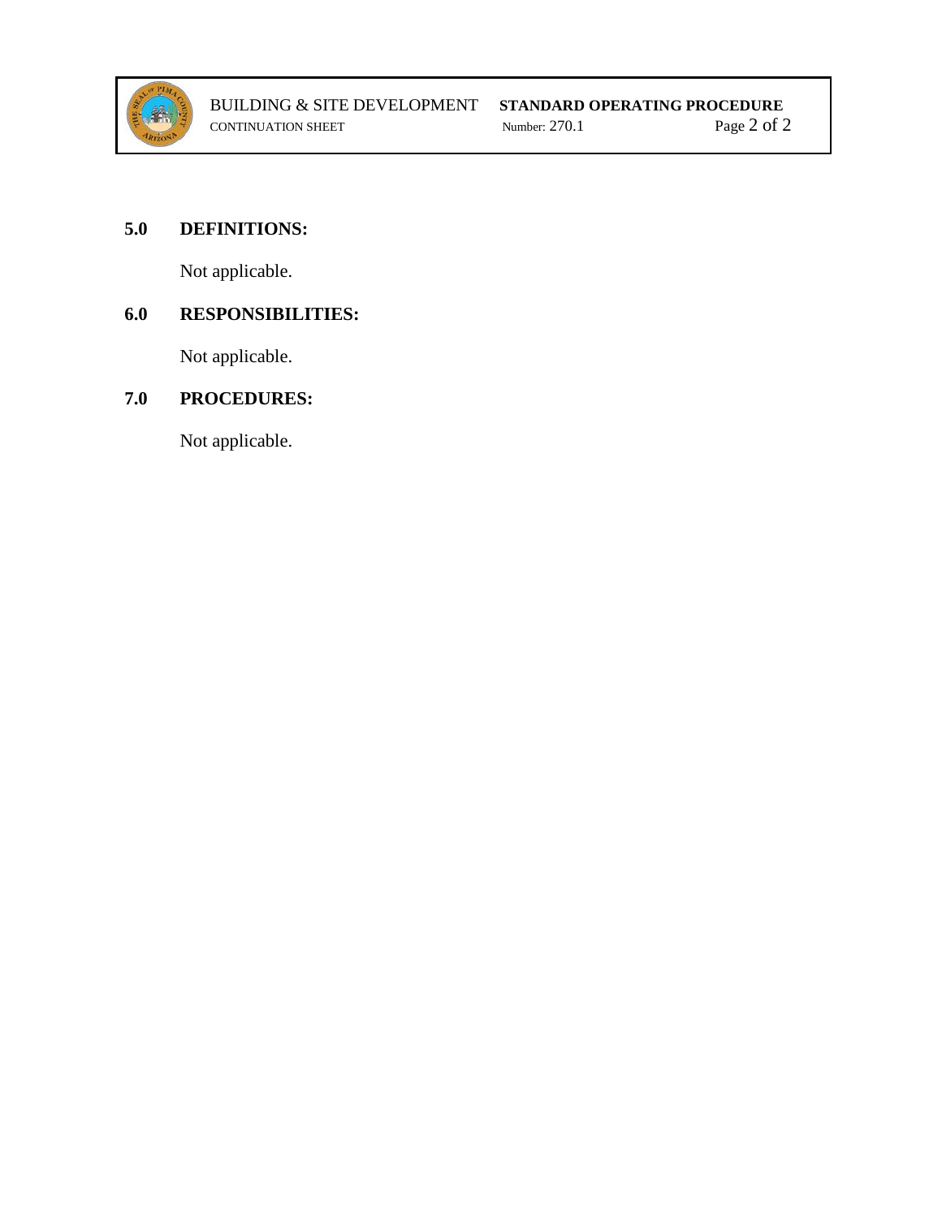## 5.0 DEFINITIONS:

Not applicable.

## 6.0 RESPONSIBILITIES:

Not applicable.

## 7.0 PROCEDURES:

Not applicable.